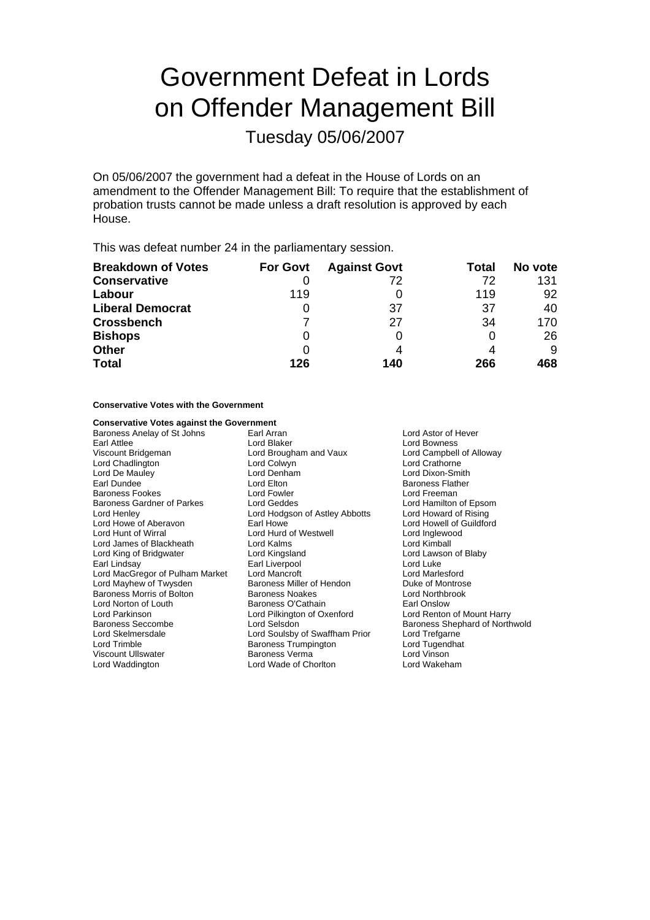# Government Defeat in Lords on Offender Management Bill

## Tuesday 05/06/2007

On 05/06/2007 the government had a defeat in the House of Lords on an amendment to the Offender Management Bill: To require that the establishment of probation trusts cannot be made unless a draft resolution is approved by each House.

This was defeat number 24 in the parliamentary session.

| Breakdown of Votes | For Govt | Against Govt | Total | No vote |
|---|---|---|---|---|
| **Conservative** | 0 | 72 | 72 | 131 |
| **Labour** | 119 | 0 | 119 | 92 |
| **Liberal Democrat** | 0 | 37 | 37 | 40 |
| **Crossbench** | 7 | 27 | 34 | 170 |
| **Bishops** | 0 | 0 | 0 | 26 |
| **Other** | 0 | 4 | 4 | 9 |
| **Total** | **126** | **140** | **266** | **468** |

**Conservative Votes with the Government**

**Conservative Votes against the Government**

Baroness Anelay of St Johns
Earl Arran
Lord Astor of Hever
Earl Attlee
Lord Blaker
Lord Bowness
Viscount Bridgeman
Lord Brougham and Vaux
Lord Campbell of Alloway
Lord Chadlington
Lord Colwyn
Lord Crathorne
Lord De Mauley
Lord Denham
Lord Dixon-Smith
Earl Dundee
Lord Elton
Baroness Flather
Baroness Fookes
Lord Fowler
Lord Freeman
Baroness Gardner of Parkes
Lord Geddes
Lord Hamilton of Epsom
Lord Henley
Lord Hodgson of Astley Abbotts
Lord Howard of Rising
Lord Howe of Aberavon
Earl Howe
Lord Howell of Guildford
Lord Hunt of Wirral
Lord Hurd of Westwell
Lord Inglewood
Lord James of Blackheath
Lord Kalms
Lord Kimball
Lord King of Bridgwater
Lord Kingsland
Lord Lawson of Blaby
Earl Lindsay
Earl Liverpool
Lord Luke
Lord MacGregor of Pulham Market
Lord Mancroft
Lord Marlesford
Lord Mayhew of Twysden
Baroness Miller of Hendon
Duke of Montrose
Baroness Morris of Bolton
Baroness Noakes
Lord Northbrook
Lord Norton of Louth
Baroness O'Cathain
Earl Onslow
Lord Parkinson
Lord Pilkington of Oxenford
Lord Renton of Mount Harry
Baroness Seccombe
Lord Selsdon
Baroness Shephard of Northwold
Lord Skelmersdale
Lord Soulsby of Swaffham Prior
Lord Trefgarne
Lord Trimble
Baroness Trumpington
Lord Tugendhat
Viscount Ullswater
Baroness Verma
Lord Vinson
Lord Waddington
Lord Wade of Chorlton
Lord Wakeham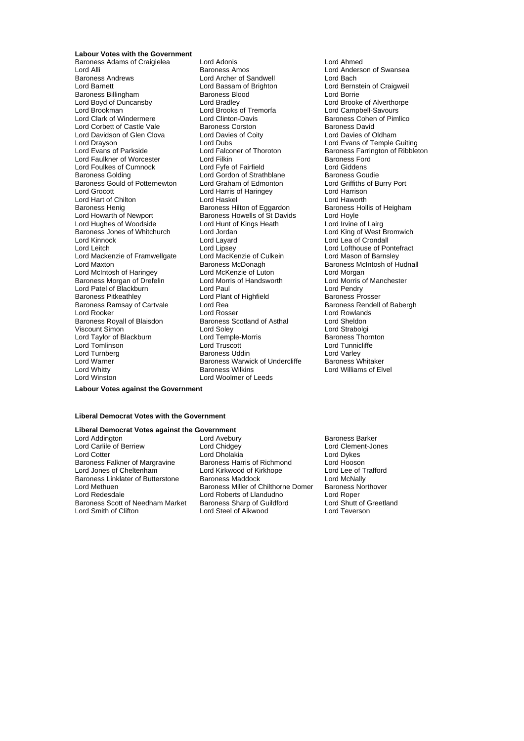**Labour Votes with the Government**

Baroness Adams of Craigielea
Lord Adonis
Lord Ahmed
Lord Alli
Baroness Amos
Lord Anderson of Swansea
Baroness Andrews
Lord Archer of Sandwell
Lord Bach
Lord Barnett
Lord Bassam of Brighton
Lord Bernstein of Craigweil
Baroness Billingham
Baroness Blood
Lord Borrie
Lord Boyd of Duncansby
Lord Bradley
Lord Brooke of Alverthorpe
Lord Brookman
Lord Brooks of Tremorfa
Lord Campbell-Savours
Lord Clark of Windermere
Lord Clinton-Davis
Baroness Cohen of Pimlico
Lord Corbett of Castle Vale
Baroness Corston
Baroness David
Lord Davidson of Glen Clova
Lord Davies of Coity
Lord Davies of Oldham
Lord Drayson
Lord Dubs
Lord Evans of Temple Guiting
Lord Evans of Parkside
Lord Falconer of Thoroton
Baroness Farrington of Ribbleton
Lord Faulkner of Worcester
Lord Filkin
Baroness Ford
Lord Foulkes of Cumnock
Lord Fyfe of Fairfield
Lord Giddens
Baroness Golding
Lord Gordon of Strathblane
Baroness Goudie
Baroness Gould of Potternewton
Lord Graham of Edmonton
Lord Griffiths of Burry Port
Lord Grocott
Lord Harris of Haringey
Lord Harrison
Lord Hart of Chilton
Lord Haskel
Lord Haworth
Baroness Henig
Baroness Hilton of Eggardon
Baroness Hollis of Heigham
Lord Howarth of Newport
Baroness Howells of St Davids
Lord Hoyle
Lord Hughes of Woodside
Lord Hunt of Kings Heath
Lord Irvine of Lairg
Baroness Jones of Whitchurch
Lord Jordan
Lord King of West Bromwich
Lord Kinnock
Lord Layard
Lord Lea of Crondall
Lord Leitch
Lord Lipsey
Lord Lofthouse of Pontefract
Lord Mackenzie of Framwellgate
Lord MacKenzie of Culkein
Lord Mason of Barnsley
Lord Maxton
Baroness McDonagh
Baroness McIntosh of Hudnall
Lord McIntosh of Haringey
Lord McKenzie of Luton
Lord Morgan
Baroness Morgan of Drefelin
Lord Morris of Handsworth
Lord Morris of Manchester
Lord Patel of Blackburn
Lord Paul
Lord Pendry
Baroness Pitkeathley
Lord Plant of Highfield
Baroness Prosser
Baroness Ramsay of Cartvale
Lord Rea
Baroness Rendell of Babergh
Lord Rooker
Lord Rosser
Lord Rowlands
Baroness Royall of Blaisdon
Baroness Scotland of Asthal
Lord Sheldon
Viscount Simon
Lord Soley
Lord Strabolgi
Lord Taylor of Blackburn
Lord Temple-Morris
Baroness Thornton
Lord Tomlinson
Lord Truscott
Lord Tunnicliffe
Lord Turnberg
Baroness Uddin
Lord Varley
Lord Warner
Baroness Warwick of Undercliffe
Baroness Whitaker
Lord Whitty
Baroness Wilkins
Lord Williams of Elvel
Lord Winston
Lord Woolmer of Leeds

**Labour Votes against the Government**

**Liberal Democrat Votes with the Government**

**Liberal Democrat Votes against the Government**

Lord Addington
Lord Avebury
Baroness Barker
Lord Carlile of Berriew
Lord Chidgey
Lord Clement-Jones
Lord Cotter
Lord Dholakia
Lord Dykes
Baroness Falkner of Margravine
Baroness Harris of Richmond
Lord Hooson
Lord Jones of Cheltenham
Lord Kirkwood of Kirkhope
Lord Lee of Trafford
Baroness Linklater of Butterstone
Baroness Maddock
Lord McNally
Lord Methuen
Baroness Miller of Chilthorne Domer
Baroness Northover
Lord Redesdale
Lord Roberts of Llandudno
Lord Roper
Baroness Scott of Needham Market
Baroness Sharp of Guildford
Lord Shutt of Greetland
Lord Smith of Clifton
Lord Steel of Aikwood
Lord Teverson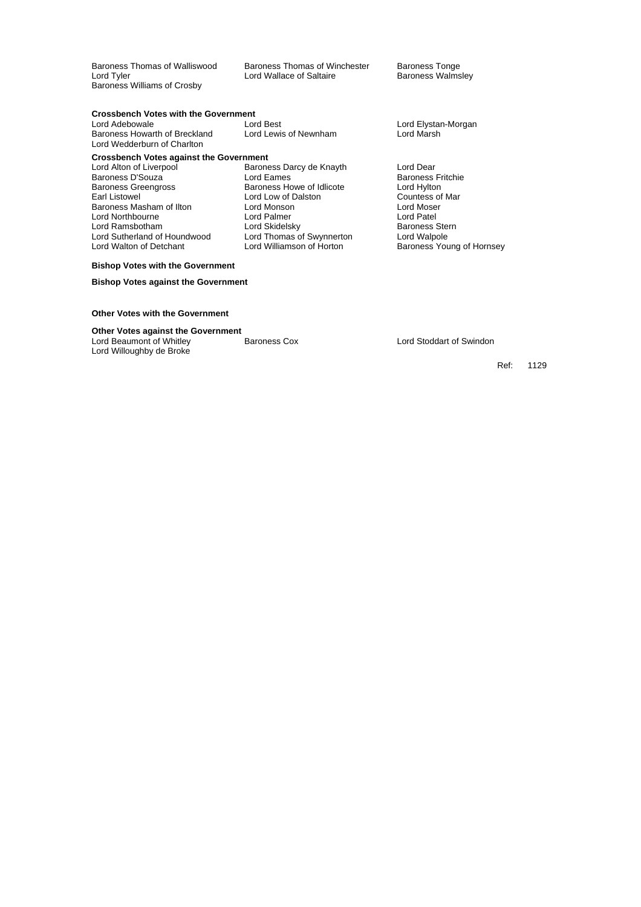Baroness Thomas of Walliswood
Baroness Thomas of Winchester
Baroness Tonge
Lord Tyler
Lord Wallace of Saltaire
Baroness Walmsley
Baroness Williams of Crosby

**Crossbench Votes with the Government**

Lord Adebowale
Lord Best
Lord Elystan-Morgan
Baroness Howarth of Breckland
Lord Lewis of Newnham
Lord Marsh
Lord Wedderburn of Charlton

**Crossbench Votes against the Government**

Lord Alton of Liverpool
Baroness Darcy de Knayth
Lord Dear
Baroness D'Souza
Lord Eames
Baroness Fritchie
Baroness Greengross
Baroness Howe of Idlicote
Lord Hylton
Earl Listowel
Lord Low of Dalston
Countess of Mar
Baroness Masham of Ilton
Lord Monson
Lord Moser
Lord Northbourne
Lord Palmer
Lord Patel
Lord Ramsbotham
Lord Skidelsky
Baroness Stern
Lord Sutherland of Houndwood
Lord Thomas of Swynnerton
Lord Walpole
Lord Walton of Detchant
Lord Williamson of Horton
Baroness Young of Hornsey

**Bishop Votes with the Government**

**Bishop Votes against the Government**

**Other Votes with the Government**

**Other Votes against the Government**

Lord Beaumont of Whitley
Baroness Cox
Lord Stoddart of Swindon
Lord Willoughby de Broke

Ref: 1129